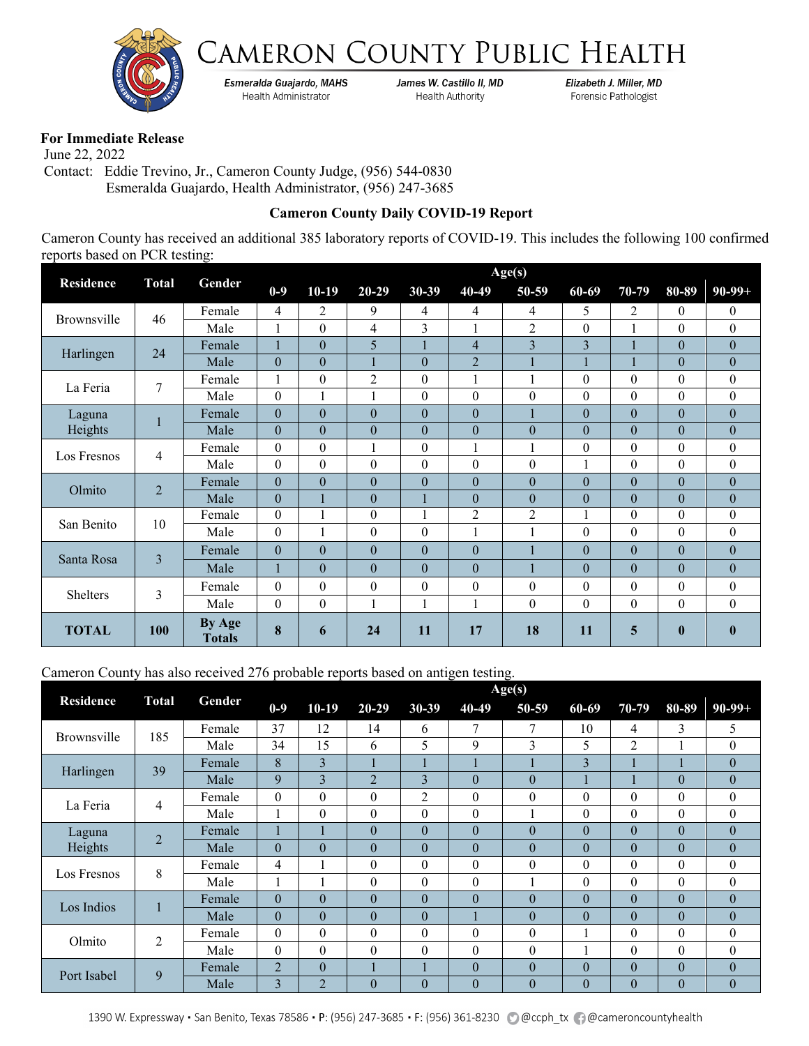# Cameron County Public Health

*Esmeralda Guajardo, MAHS* Health Administrator

*James W. Castillo II, MD* Health Authority

*Elizabeth J. Miller, MD* Forensic Pathologist

**For Immediate Release**

June 22, 2022

Contact: Eddie Trevino, Jr., Cameron County Judge, (956) 544-0830
Esmeralda Guajardo, Health Administrator, (956) 247-3685

### Cameron County Daily COVID-19 Report

Cameron County has received an additional 385 laboratory reports of COVID-19. This includes the following 100 confirmed reports based on PCR testing:

| Residence | Total | Gender | Age(s) | | | | | | | | | |
|---|---|---|---|---|---|---|---|---|---|---|---|---|
| | | | 0-9 | 10-19 | 20-29 | 30-39 | 40-49 | 50-59 | 60-69 | 70-79 | 80-89 | 90-99+ |
| Brownsville | 46 | Female | 4 | 2 | 9 | 4 | 4 | 4 | 5 | 2 | 0 | 0 |
| | | Male | 1 | 0 | 4 | 3 | 1 | 2 | 0 | 1 | 0 | 0 |
| Harlingen | 24 | Female | 1 | 0 | 5 | 1 | 4 | 3 | 3 | 1 | 0 | 0 |
| | | Male | 0 | 0 | 1 | 0 | 2 | 1 | 1 | 1 | 0 | 0 |
| La Feria | 7 | Female | 1 | 0 | 2 | 0 | 1 | 1 | 0 | 0 | 0 | 0 |
| | | Male | 0 | 1 | 1 | 0 | 0 | 0 | 0 | 0 | 0 | 0 |
| Laguna Heights | 1 | Female | 0 | 0 | 0 | 0 | 0 | 1 | 0 | 0 | 0 | 0 |
| | | Male | 0 | 0 | 0 | 0 | 0 | 0 | 0 | 0 | 0 | 0 |
| Los Fresnos | 4 | Female | 0 | 0 | 1 | 0 | 1 | 1 | 0 | 0 | 0 | 0 |
| | | Male | 0 | 0 | 0 | 0 | 0 | 0 | 1 | 0 | 0 | 0 |
| Olmito | 2 | Female | 0 | 0 | 0 | 0 | 0 | 0 | 0 | 0 | 0 | 0 |
| | | Male | 0 | 1 | 0 | 1 | 0 | 0 | 0 | 0 | 0 | 0 |
| San Benito | 10 | Female | 0 | 1 | 0 | 1 | 2 | 2 | 1 | 0 | 0 | 0 |
| | | Male | 0 | 1 | 0 | 0 | 1 | 1 | 0 | 0 | 0 | 0 |
| Santa Rosa | 3 | Female | 0 | 0 | 0 | 0 | 0 | 1 | 0 | 0 | 0 | 0 |
| | | Male | 1 | 0 | 0 | 0 | 0 | 1 | 0 | 0 | 0 | 0 |
| Shelters | 3 | Female | 0 | 0 | 0 | 0 | 0 | 0 | 0 | 0 | 0 | 0 |
| | | Male | 0 | 0 | 1 | 1 | 1 | 0 | 0 | 0 | 0 | 0 |
| **TOTAL** | **100** | **By Age Totals** | **8** | **6** | **24** | **11** | **17** | **18** | **11** | **5** | **0** | **0** |

Cameron County has also received 276 probable reports based on antigen testing.

| Residence | Total | Gender | Age(s) | | | | | | | | | |
|---|---|---|---|---|---|---|---|---|---|---|---|---|
| | | | 0-9 | 10-19 | 20-29 | 30-39 | 40-49 | 50-59 | 60-69 | 70-79 | 80-89 | 90-99+ |
| Brownsville | 185 | Female | 37 | 12 | 14 | 6 | 7 | 7 | 10 | 4 | 3 | 5 |
| | | Male | 34 | 15 | 6 | 5 | 9 | 3 | 5 | 2 | 1 | 0 |
| Harlingen | 39 | Female | 8 | 3 | 1 | 1 | 1 | 1 | 3 | 1 | 1 | 0 |
| | | Male | 9 | 3 | 2 | 3 | 0 | 0 | 1 | 1 | 0 | 0 |
| La Feria | 4 | Female | 0 | 0 | 0 | 2 | 0 | 0 | 0 | 0 | 0 | 0 |
| | | Male | 1 | 0 | 0 | 0 | 0 | 1 | 0 | 0 | 0 | 0 |
| Laguna Heights | 2 | Female | 1 | 1 | 0 | 0 | 0 | 0 | 0 | 0 | 0 | 0 |
| | | Male | 0 | 0 | 0 | 0 | 0 | 0 | 0 | 0 | 0 | 0 |
| Los Fresnos | 8 | Female | 4 | 1 | 0 | 0 | 0 | 0 | 0 | 0 | 0 | 0 |
| | | Male | 1 | 1 | 0 | 0 | 0 | 1 | 0 | 0 | 0 | 0 |
| Los Indios | 1 | Female | 0 | 0 | 0 | 0 | 0 | 0 | 0 | 0 | 0 | 0 |
| | | Male | 0 | 0 | 0 | 0 | 1 | 0 | 0 | 0 | 0 | 0 |
| Olmito | 2 | Female | 0 | 0 | 0 | 0 | 0 | 0 | 1 | 0 | 0 | 0 |
| | | Male | 0 | 0 | 0 | 0 | 0 | 0 | 1 | 0 | 0 | 0 |
| Port Isabel | 9 | Female | 2 | 0 | 1 | 1 | 0 | 0 | 0 | 0 | 0 | 0 |
| | | Male | 3 | 2 | 0 | 0 | 0 | 0 | 0 | 0 | 0 | 0 |

1390 W. Expressway • San Benito, Texas 78586 • P: (956) 247-3685 • F: (956) 361-8230 @ccph_tx @cameroncountyhealth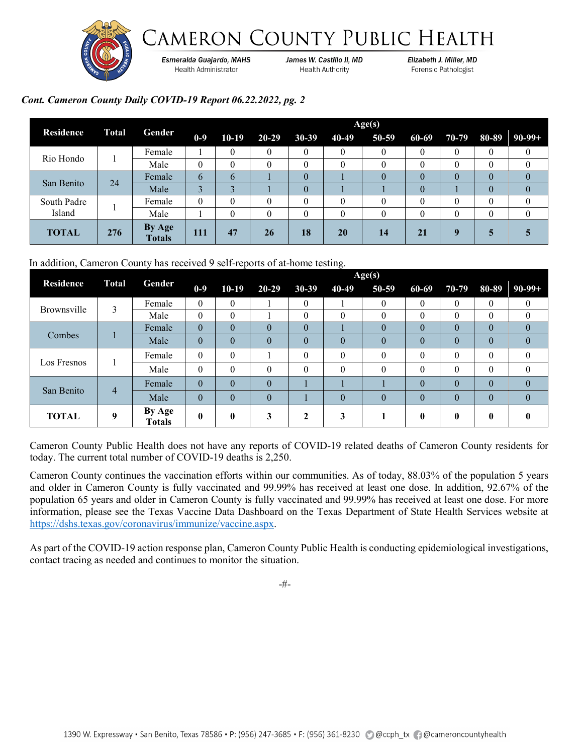*Cont. Cameron County Daily COVID-19 Report 06.22.2022, pg. 2*

| Residence | Total | Gender | Age(s) | | | | | | | | | |
|---|---|---|---|---|---|---|---|---|---|---|---|---|
| | | | 0-9 | 10-19 | 20-29 | 30-39 | 40-49 | 50-59 | 60-69 | 70-79 | 80-89 | 90-99+ |
| Rio Hondo | 1 | Female | 1 | 0 | 0 | 0 | 0 | 0 | 0 | 0 | 0 | 0 |
| | | Male | 0 | 0 | 0 | 0 | 0 | 0 | 0 | 0 | 0 | 0 |
| San Benito | 24 | Female | 6 | 6 | 1 | 0 | 1 | 0 | 0 | 0 | 0 | 0 |
| | | Male | 3 | 3 | 1 | 0 | 1 | 1 | 0 | 1 | 0 | 0 |
| South Padre Island | 1 | Female | 0 | 0 | 0 | 0 | 0 | 0 | 0 | 0 | 0 | 0 |
| | | Male | 1 | 0 | 0 | 0 | 0 | 0 | 0 | 0 | 0 | 0 |
| **TOTAL** | **276** | **By Age Totals** | **111** | **47** | **26** | **18** | **20** | **14** | **21** | **9** | **5** | **5** |

In addition, Cameron County has received 9 self-reports of at-home testing.

| Residence | Total | Gender | Age(s) | | | | | | | | | |
|---|---|---|---|---|---|---|---|---|---|---|---|---|
| | | | 0-9 | 10-19 | 20-29 | 30-39 | 40-49 | 50-59 | 60-69 | 70-79 | 80-89 | 90-99+ |
| Brownsville | 3 | Female | 0 | 0 | 1 | 0 | 1 | 0 | 0 | 0 | 0 | 0 |
| | | Male | 0 | 0 | 1 | 0 | 0 | 0 | 0 | 0 | 0 | 0 |
| Combes | 1 | Female | 0 | 0 | 0 | 0 | 1 | 0 | 0 | 0 | 0 | 0 |
| | | Male | 0 | 0 | 0 | 0 | 0 | 0 | 0 | 0 | 0 | 0 |
| Los Fresnos | 1 | Female | 0 | 0 | 1 | 0 | 0 | 0 | 0 | 0 | 0 | 0 |
| | | Male | 0 | 0 | 0 | 0 | 0 | 0 | 0 | 0 | 0 | 0 |
| San Benito | 4 | Female | 0 | 0 | 0 | 1 | 1 | 1 | 0 | 0 | 0 | 0 |
| | | Male | 0 | 0 | 0 | 1 | 0 | 0 | 0 | 0 | 0 | 0 |
| **TOTAL** | **9** | **By Age Totals** | **0** | **0** | **3** | **2** | **3** | **1** | **0** | **0** | **0** | **0** |

Cameron County Public Health does not have any reports of COVID-19 related deaths of Cameron County residents for today. The current total number of COVID-19 deaths is 2,250.

Cameron County continues the vaccination efforts within our communities. As of today, 88.03% of the population 5 years and older in Cameron County is fully vaccinated and 99.99% has received at least one dose. In addition, 92.67% of the population 65 years and older in Cameron County is fully vaccinated and 99.99% has received at least one dose. For more information, please see the Texas Vaccine Data Dashboard on the Texas Department of State Health Services website at https://dshs.texas.gov/coronavirus/immunize/vaccine.aspx.

As part of the COVID-19 action response plan, Cameron County Public Health is conducting epidemiological investigations, contact tracing as needed and continues to monitor the situation.

-#-